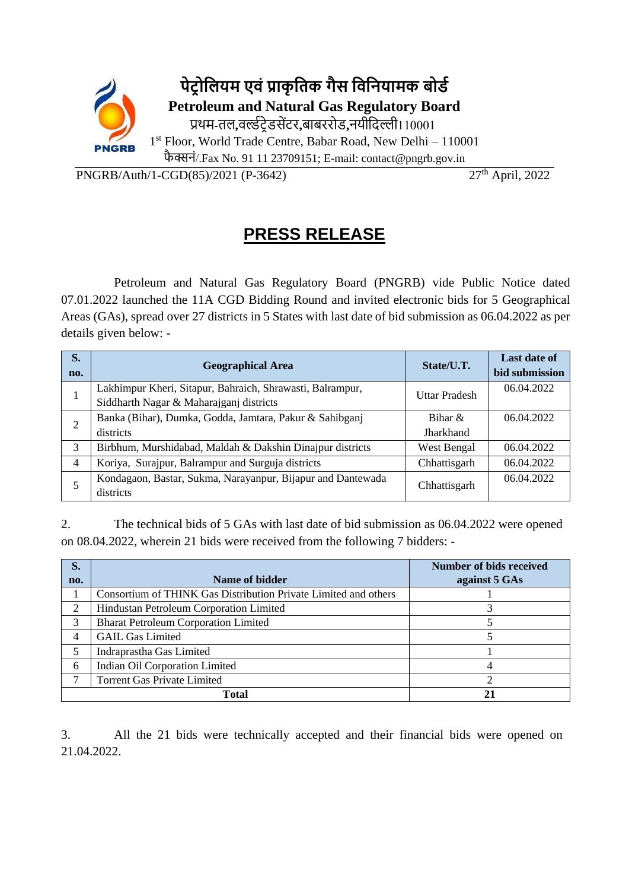पेट्रोलियम एवं प्राकृतिक गैस विनियामक बोर्ड

**Petroleum and Natural Gas Regulatory Board**

प्रथम-तल,वर्ल्डट्रेडसेंटर,बाबररोड,नयीदिल्ली110001

1st Floor, World Trade Centre, Babar Road, New Delhi – 110001

फैक्सनं/.Fax No. 91 11 23709151; E-mail: contact@pngrb.gov.in

PNGRB/Auth/1-CGD(85)/2021 (P-3642) 27th April, 2022

## PRESS RELEASE

Petroleum and Natural Gas Regulatory Board (PNGRB) vide Public Notice dated 07.01.2022 launched the 11A CGD Bidding Round and invited electronic bids for 5 Geographical Areas (GAs), spread over 27 districts in 5 States with last date of bid submission as 06.04.2022 as per details given below: -

| S. no. | Geographical Area | State/U.T. | Last date of bid submission |
|---|---|---|---|
| 1 | Lakhimpur Kheri, Sitapur, Bahraich, Shrawasti, Balrampur, Siddharth Nagar & Maharajganj districts | Uttar Pradesh | 06.04.2022 |
| 2 | Banka (Bihar), Dumka, Godda, Jamtara, Pakur & Sahibganj districts | Bihar & Jharkhand | 06.04.2022 |
| 3 | Birbhum, Murshidabad, Maldah & Dakshin Dinajpur districts | West Bengal | 06.04.2022 |
| 4 | Koriya, Surajpur, Balrampur and Surguja districts | Chhattisgarh | 06.04.2022 |
| 5 | Kondagaon, Bastar, Sukma, Narayanpur, Bijapur and Dantewada districts | Chhattisgarh | 06.04.2022 |

2. The technical bids of 5 GAs with last date of bid submission as 06.04.2022 were opened on 08.04.2022, wherein 21 bids were received from the following 7 bidders: -

| S. no. | Name of bidder | Number of bids received against 5 GAs |
|---|---|---|
| 1 | Consortium of THINK Gas Distribution Private Limited and others | 1 |
| 2 | Hindustan Petroleum Corporation Limited | 3 |
| 3 | Bharat Petroleum Corporation Limited | 5 |
| 4 | GAIL Gas Limited | 5 |
| 5 | Indraprastha Gas Limited | 1 |
| 6 | Indian Oil Corporation Limited | 4 |
| 7 | Torrent Gas Private Limited | 2 |
| | **Total** | **21** |

3. All the 21 bids were technically accepted and their financial bids were opened on 21.04.2022.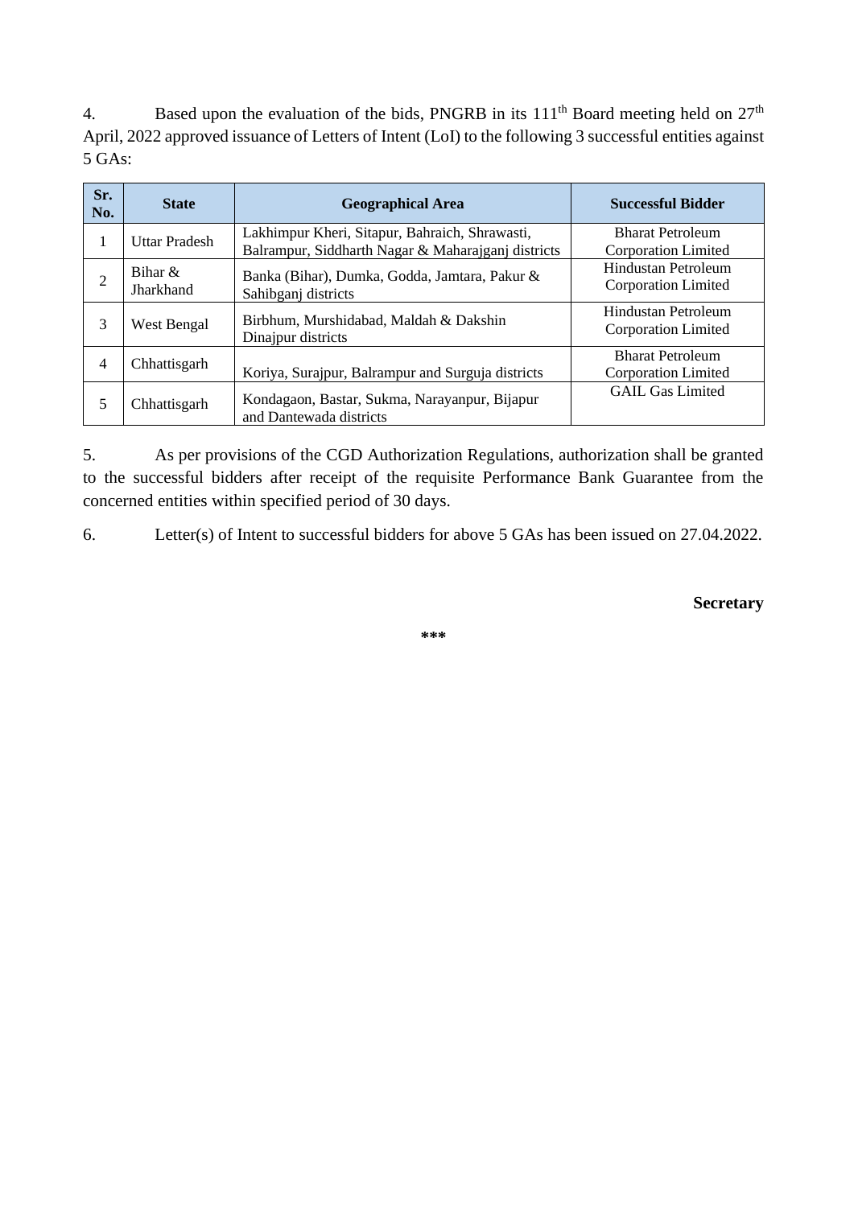4. Based upon the evaluation of the bids, PNGRB in its 111th Board meeting held on 27th April, 2022 approved issuance of Letters of Intent (LoI) to the following 3 successful entities against 5 GAs:

| Sr. No. | State | Geographical Area | Successful Bidder |
|---|---|---|---|
| 1 | Uttar Pradesh | Lakhimpur Kheri, Sitapur, Bahraich, Shrawasti, Balrampur, Siddharth Nagar & Maharajganj districts | Bharat Petroleum Corporation Limited |
| 2 | Bihar & Jharkhand | Banka (Bihar), Dumka, Godda, Jamtara, Pakur & Sahibganj districts | Hindustan Petroleum Corporation Limited |
| 3 | West Bengal | Birbhum, Murshidabad, Maldah & Dakshin Dinajpur districts | Hindustan Petroleum Corporation Limited |
| 4 | Chhattisgarh | Koriya, Surajpur, Balrampur and Surguja districts | Bharat Petroleum Corporation Limited |
| 5 | Chhattisgarh | Kondagaon, Bastar, Sukma, Narayanpur, Bijapur and Dantewada districts | GAIL Gas Limited |

5. As per provisions of the CGD Authorization Regulations, authorization shall be granted to the successful bidders after receipt of the requisite Performance Bank Guarantee from the concerned entities within specified period of 30 days.

6. Letter(s) of Intent to successful bidders for above 5 GAs has been issued on 27.04.2022.

**Secretary**

***